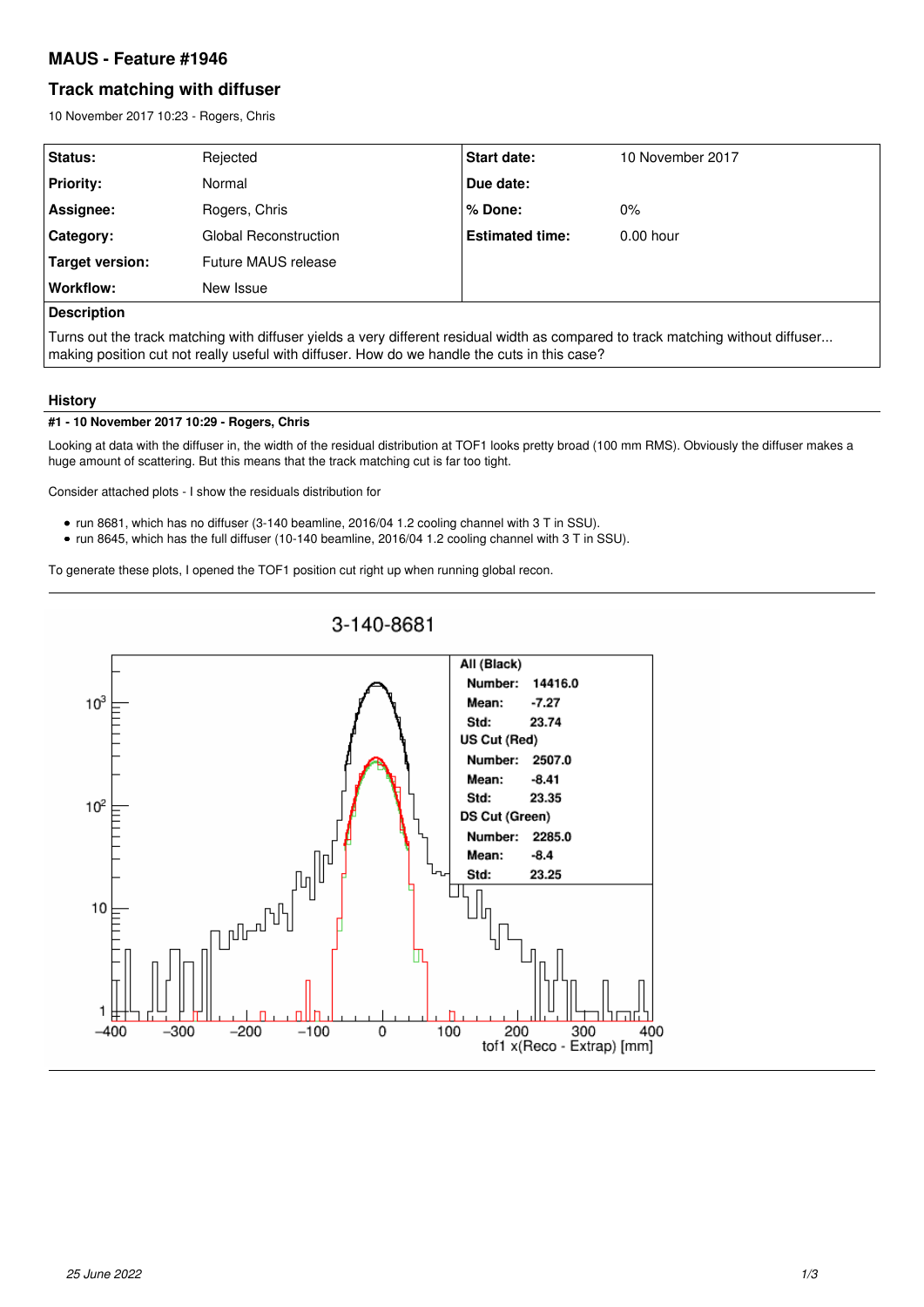## MAUS - Feature #1946

## Track matching with diffuser

10 November 2017 10:23 - Rogers, Chris

| Status: | Rejected | Start date: | 10 November 2017 |
|---|---|---|---|
| Priority: | Normal | Due date: | |
| Assignee: | Rogers, Chris | % Done: | 0% |
| Category: | Global Reconstruction | Estimated time: | 0.00 hour |
| Target version: | Future MAUS release | | |
| Workflow: | New Issue | | |

**Description**

Turns out the track matching with diffuser yields a very different residual width as compared to track matching without diffuser... making position cut not really useful with diffuser. How do we handle the cuts in this case?

### History

#### #1 - 10 November 2017 10:29 - Rogers, Chris

Looking at data with the diffuser in, the width of the residual distribution at TOF1 looks pretty broad (100 mm RMS). Obviously the diffuser makes a huge amount of scattering. But this means that the track matching cut is far too tight.

Consider attached plots - I show the residuals distribution for

- run 8681, which has no diffuser (3-140 beamline, 2016/04 1.2 cooling channel with 3 T in SSU).
- run 8645, which has the full diffuser (10-140 beamline, 2016/04 1.2 cooling channel with 3 T in SSU).

To generate these plots, I opened the TOF1 position cut right up when running global recon.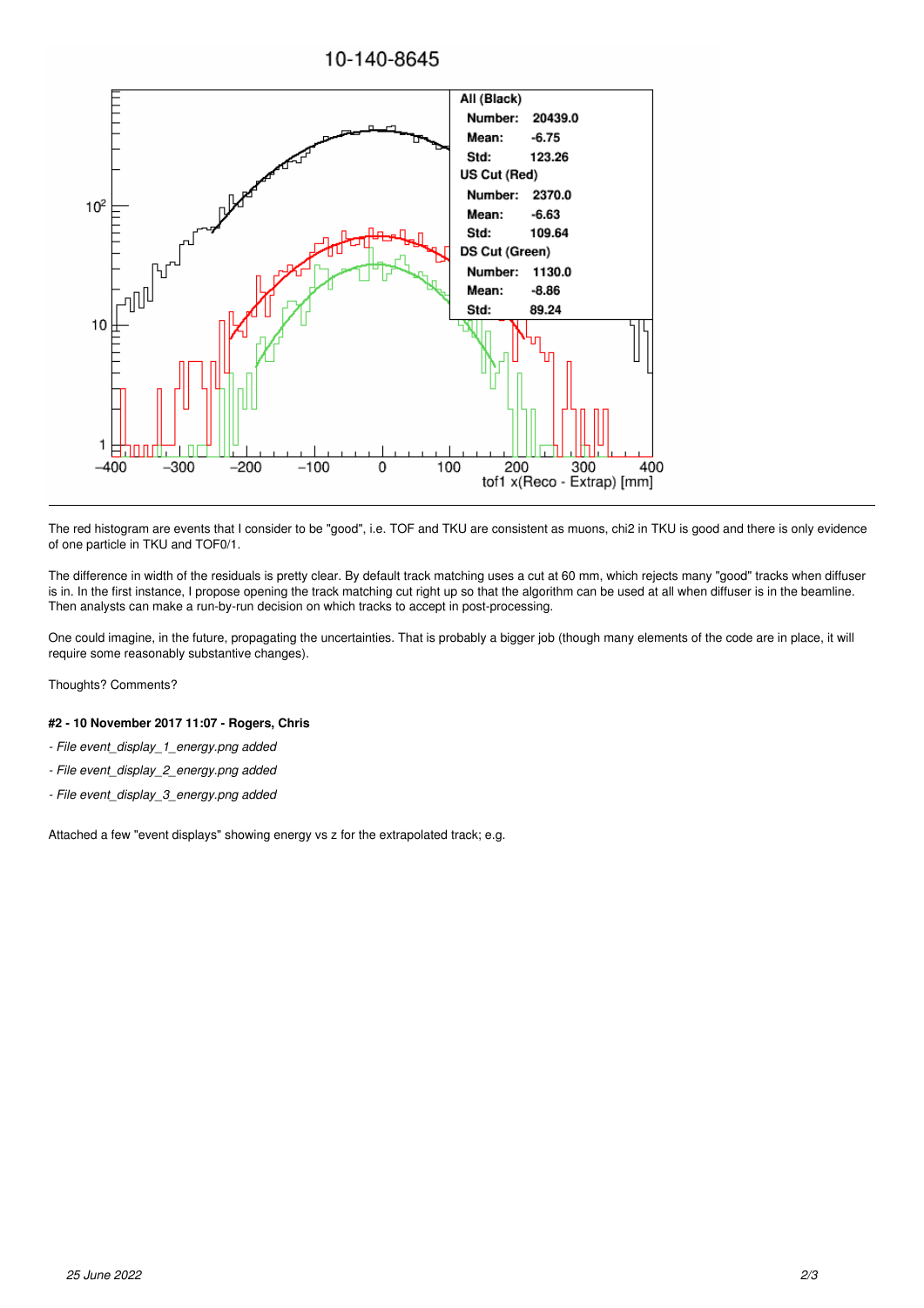The red histogram are events that I consider to be "good", i.e. TOF and TKU are consistent as muons, chi2 in TKU is good and there is only evidence of one particle in TKU and TOF0/1.

The difference in width of the residuals is pretty clear. By default track matching uses a cut at 60 mm, which rejects many "good" tracks when diffuser is in. In the first instance, I propose opening the track matching cut right up so that the algorithm can be used at all when diffuser is in the beamline. Then analysts can make a run-by-run decision on which tracks to accept in post-processing.

One could imagine, in the future, propagating the uncertainties. That is probably a bigger job (though many elements of the code are in place, it will require some reasonably substantive changes).

Thoughts? Comments?

**#2 - 10 November 2017 11:07 - Rogers, Chris**

- *File event_display_1_energy.png added*

- *File event_display_2_energy.png added*

- *File event_display_3_energy.png added*

Attached a few "event displays" showing energy vs z for the extrapolated track; e.g.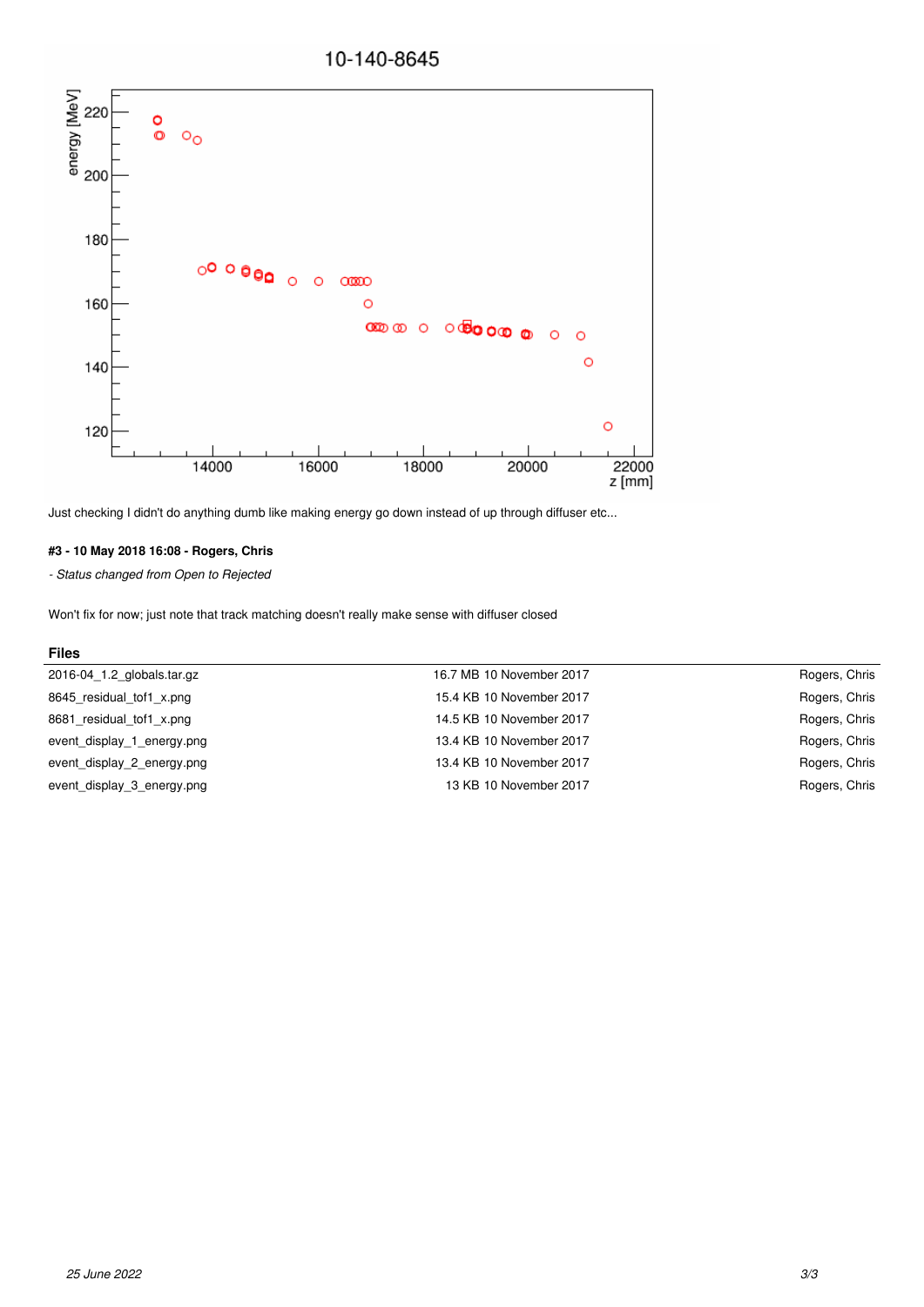10-140-8645

energy [MeV]

220
200
180
160
140
120

14000
16000
18000
20000
22000
z [mm]

Just checking I didn't do anything dumb like making energy go down instead of up through diffuser etc...

#### #3 - 10 May 2018 16:08 - Rogers, Chris

- *Status changed from Open to Rejected*

Won't fix for now; just note that track matching doesn't really make sense with diffuser closed

## Files

| | | |
|---|---|---|
| 2016-04_1.2_globals.tar.gz | 16.7 MB 10 November 2017 | Rogers, Chris |
| 8645_residual_tof1_x.png | 15.4 KB 10 November 2017 | Rogers, Chris |
| 8681_residual_tof1_x.png | 14.5 KB 10 November 2017 | Rogers, Chris |
| event_display_1_energy.png | 13.4 KB 10 November 2017 | Rogers, Chris |
| event_display_2_energy.png | 13.4 KB 10 November 2017 | Rogers, Chris |
| event_display_3_energy.png | 13 KB 10 November 2017 | Rogers, Chris |